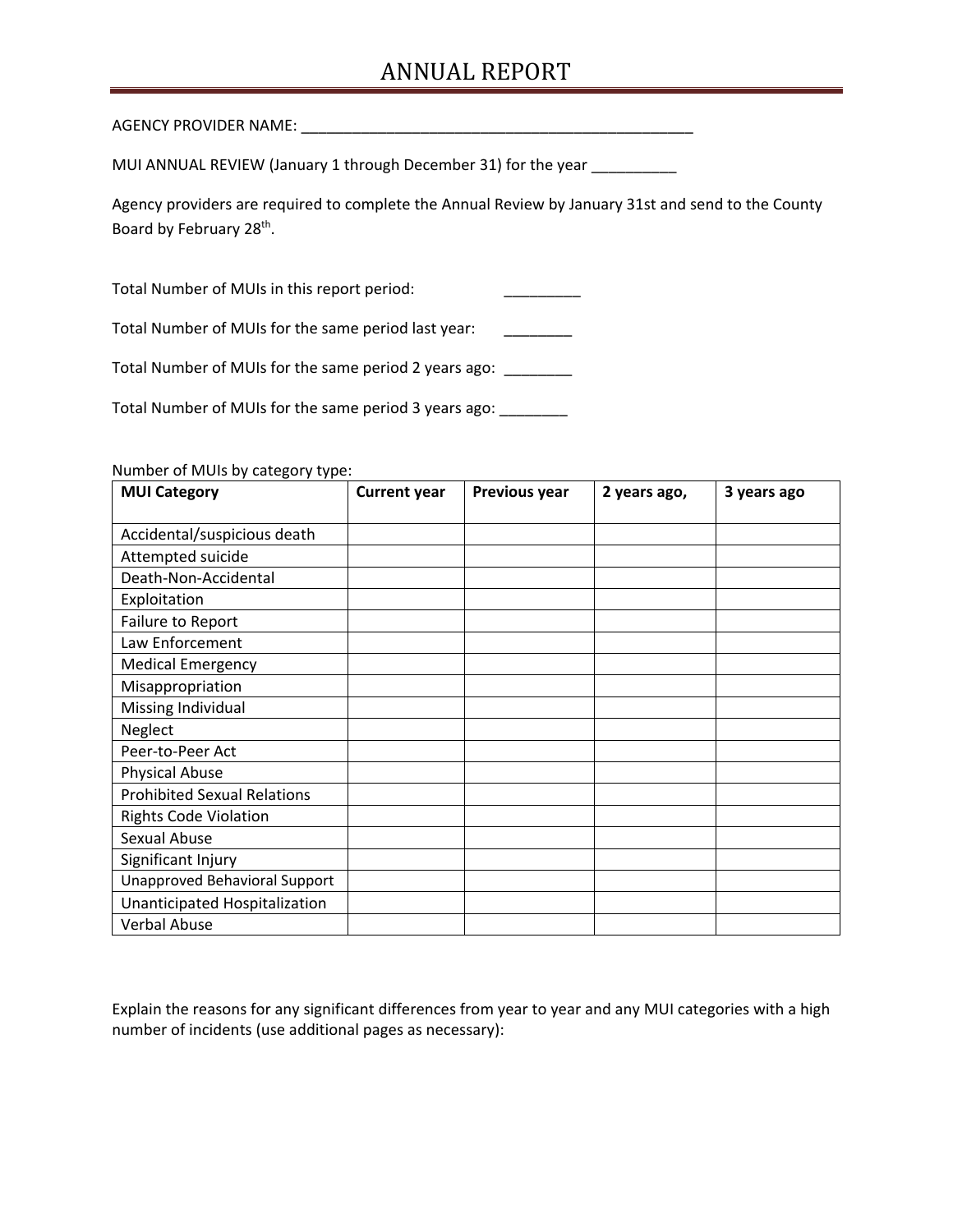# ANNUAL REPORT

AGENCY PROVIDER NAME: ________________________________________________

MUI ANNUAL REVIEW (January 1 through December 31) for the year __________

Agency providers are required to complete the Annual Review by January 31st and send to the County Board by February 28th.

Total Number of MUIs in this report period: _________

Total Number of MUIs for the same period last year: ________

Total Number of MUIs for the same period 2 years ago: ________

Total Number of MUIs for the same period 3 years ago: ________

Number of MUIs by category type:

| **MUI Category** | **Current year** | **Previous year** | **2 years ago,** | **3 years ago** |
|---|---|---|---|---|
| Accidental/suspicious death | | | | |
| Attempted suicide | | | | |
| Death-Non-Accidental | | | | |
| Exploitation | | | | |
| Failure to Report | | | | |
| Law Enforcement | | | | |
| Medical Emergency | | | | |
| Misappropriation | | | | |
| Missing Individual | | | | |
| Neglect | | | | |
| Peer-to-Peer Act | | | | |
| Physical Abuse | | | | |
| Prohibited Sexual Relations | | | | |
| Rights Code Violation | | | | |
| Sexual Abuse | | | | |
| Significant Injury | | | | |
| Unapproved Behavioral Support | | | | |
| Unanticipated Hospitalization | | | | |
| Verbal Abuse | | | | |

Explain the reasons for any significant differences from year to year and any MUI categories with a high number of incidents (use additional pages as necessary):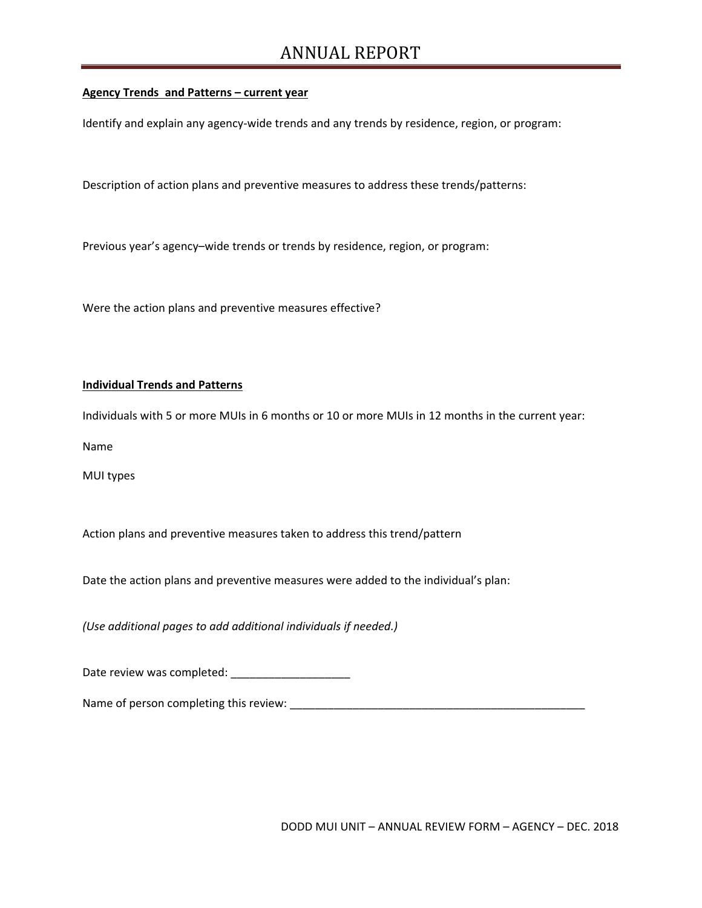# ANNUAL REPORT

**Agency Trends and Patterns – current year**

Identify and explain any agency-wide trends and any trends by residence, region, or program:

Description of action plans and preventive measures to address these trends/patterns:

Previous year's agency–wide trends or trends by residence, region, or program:

Were the action plans and preventive measures effective?

**Individual Trends and Patterns**

Individuals with 5 or more MUIs in 6 months or 10 or more MUIs in 12 months in the current year:

Name

MUI types

Action plans and preventive measures taken to address this trend/pattern

Date the action plans and preventive measures were added to the individual's plan:

*(Use additional pages to add additional individuals if needed.)*

Date review was completed: ___________________

Name of person completing this review: _________________________________________________

DODD MUI UNIT – ANNUAL REVIEW FORM – AGENCY – DEC. 2018